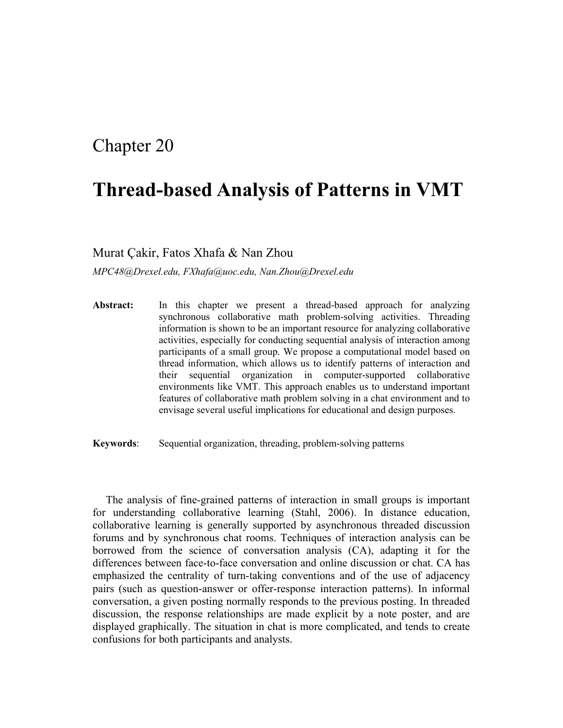Chapter 20

# Thread-based Analysis of Patterns in VMT

Murat Çakir, Fatos Xhafa & Nan Zhou

*MPC48@Drexel.edu, FXhafa@uoc.edu, Nan.Zhou@Drexel.edu*

**Abstract:** In this chapter we present a thread-based approach for analyzing synchronous collaborative math problem-solving activities. Threading information is shown to be an important resource for analyzing collaborative activities, especially for conducting sequential analysis of interaction among participants of a small group. We propose a computational model based on thread information, which allows us to identify patterns of interaction and their sequential organization in computer-supported collaborative environments like VMT. This approach enables us to understand important features of collaborative math problem solving in a chat environment and to envisage several useful implications for educational and design purposes.

**Keywords**: Sequential organization, threading, problem-solving patterns

The analysis of fine-grained patterns of interaction in small groups is important for understanding collaborative learning (Stahl, 2006). In distance education, collaborative learning is generally supported by asynchronous threaded discussion forums and by synchronous chat rooms. Techniques of interaction analysis can be borrowed from the science of conversation analysis (CA), adapting it for the differences between face-to-face conversation and online discussion or chat. CA has emphasized the centrality of turn-taking conventions and of the use of adjacency pairs (such as question-answer or offer-response interaction patterns). In informal conversation, a given posting normally responds to the previous posting. In threaded discussion, the response relationships are made explicit by a note poster, and are displayed graphically. The situation in chat is more complicated, and tends to create confusions for both participants and analysts.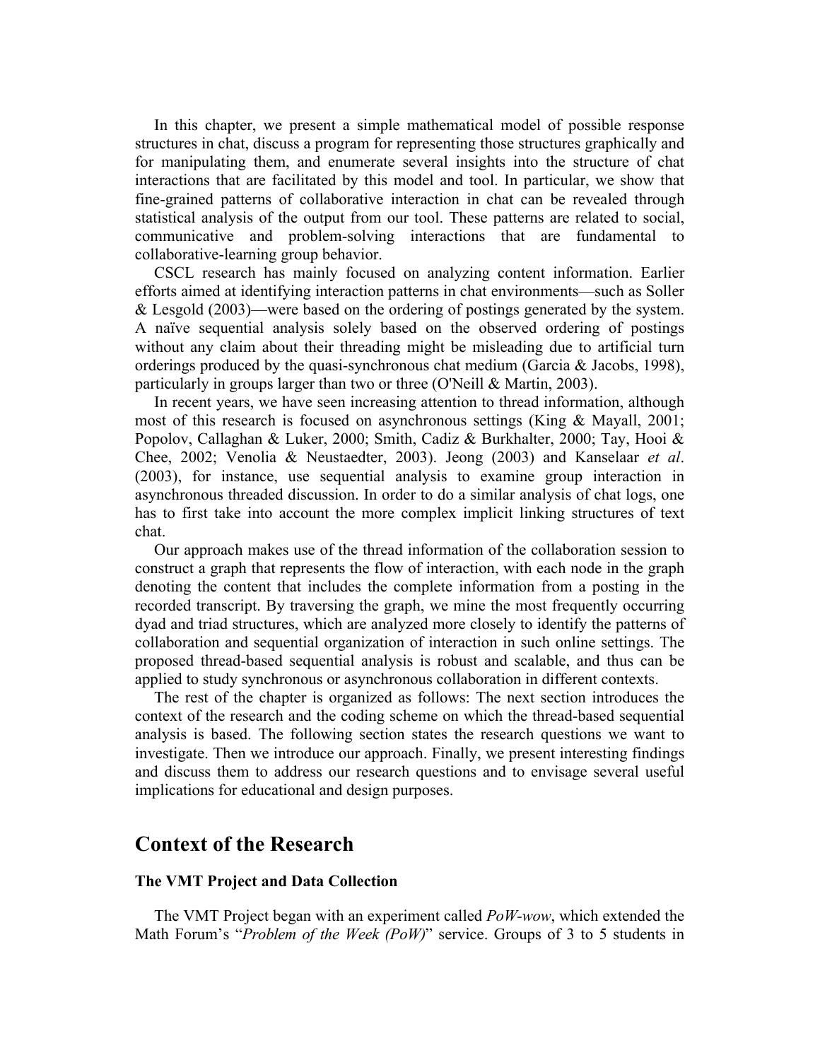In this chapter, we present a simple mathematical model of possible response structures in chat, discuss a program for representing those structures graphically and for manipulating them, and enumerate several insights into the structure of chat interactions that are facilitated by this model and tool. In particular, we show that fine-grained patterns of collaborative interaction in chat can be revealed through statistical analysis of the output from our tool. These patterns are related to social, communicative and problem-solving interactions that are fundamental to collaborative-learning group behavior.

CSCL research has mainly focused on analyzing content information. Earlier efforts aimed at identifying interaction patterns in chat environments—such as Soller & Lesgold (2003)—were based on the ordering of postings generated by the system. A naïve sequential analysis solely based on the observed ordering of postings without any claim about their threading might be misleading due to artificial turn orderings produced by the quasi-synchronous chat medium (Garcia & Jacobs, 1998), particularly in groups larger than two or three (O'Neill & Martin, 2003).

In recent years, we have seen increasing attention to thread information, although most of this research is focused on asynchronous settings (King & Mayall, 2001; Popolov, Callaghan & Luker, 2000; Smith, Cadiz & Burkhalter, 2000; Tay, Hooi & Chee, 2002; Venolia & Neustaedter, 2003). Jeong (2003) and Kanselaar *et al*. (2003), for instance, use sequential analysis to examine group interaction in asynchronous threaded discussion. In order to do a similar analysis of chat logs, one has to first take into account the more complex implicit linking structures of text chat.

Our approach makes use of the thread information of the collaboration session to construct a graph that represents the flow of interaction, with each node in the graph denoting the content that includes the complete information from a posting in the recorded transcript. By traversing the graph, we mine the most frequently occurring dyad and triad structures, which are analyzed more closely to identify the patterns of collaboration and sequential organization of interaction in such online settings. The proposed thread-based sequential analysis is robust and scalable, and thus can be applied to study synchronous or asynchronous collaboration in different contexts.

The rest of the chapter is organized as follows: The next section introduces the context of the research and the coding scheme on which the thread-based sequential analysis is based. The following section states the research questions we want to investigate. Then we introduce our approach. Finally, we present interesting findings and discuss them to address our research questions and to envisage several useful implications for educational and design purposes.

## Context of the Research

### The VMT Project and Data Collection

The VMT Project began with an experiment called *PoW-wow*, which extended the Math Forum's "*Problem of the Week (PoW)*" service. Groups of 3 to 5 students in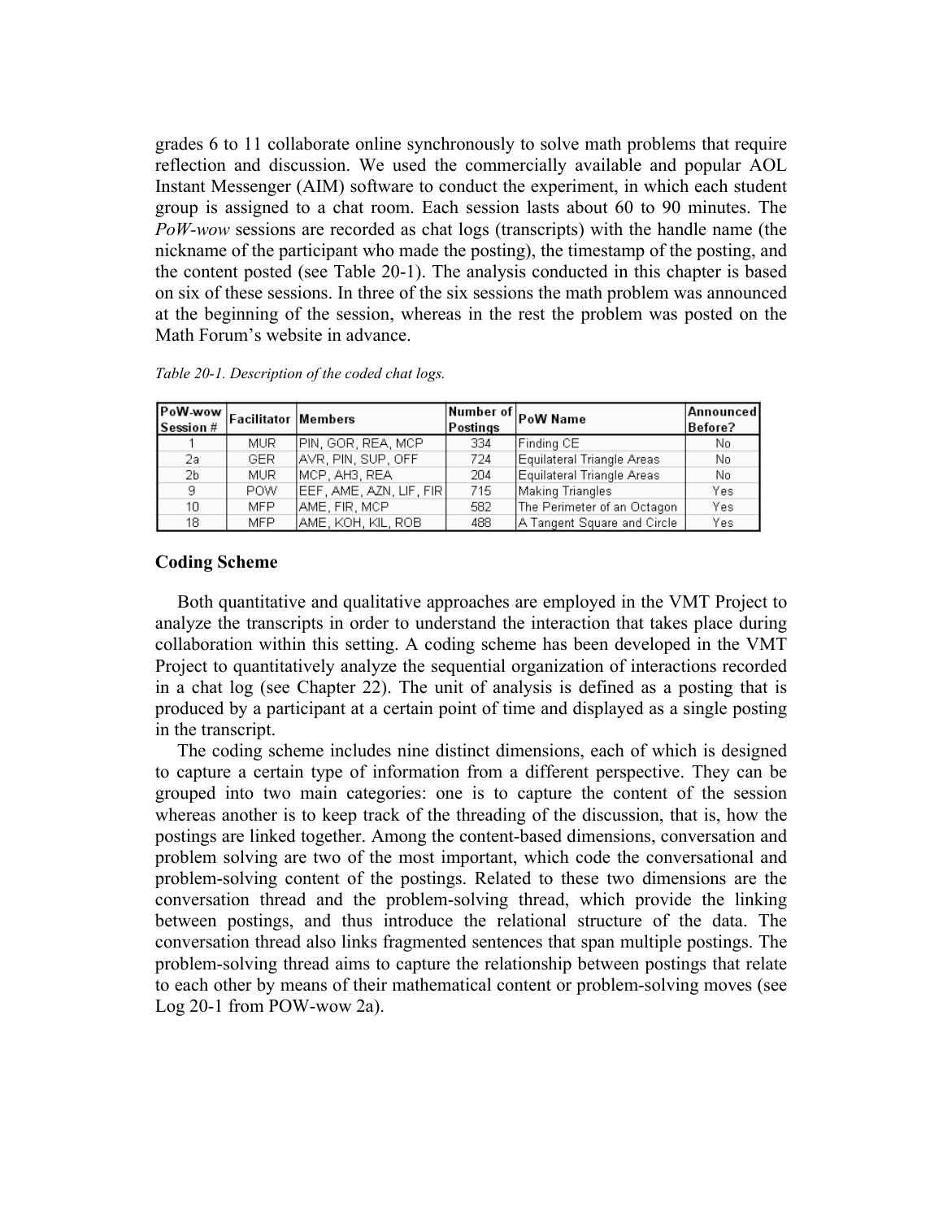grades 6 to 11 collaborate online synchronously to solve math problems that require reflection and discussion. We used the commercially available and popular AOL Instant Messenger (AIM) software to conduct the experiment, in which each student group is assigned to a chat room. Each session lasts about 60 to 90 minutes. The *PoW-wow* sessions are recorded as chat logs (transcripts) with the handle name (the nickname of the participant who made the posting), the timestamp of the posting, and the content posted (see Table 20-1). The analysis conducted in this chapter is based on six of these sessions. In three of the six sessions the math problem was announced at the beginning of the session, whereas in the rest the problem was posted on the Math Forum's website in advance.

*Table 20-1. Description of the coded chat logs.*

| PoW-wow Session # | Facilitator | Members | Number of Postings | PoW Name | Announced Before? |
|---|---|---|---|---|---|
| 1 | MUR | PIN, GOR, REA, MCP | 334 | Finding CE | No |
| 2a | GER | AVR, PIN, SUP, OFF | 724 | Equilateral Triangle Areas | No |
| 2b | MUR | MCP, AH3, REA | 204 | Equilateral Triangle Areas | No |
| 9 | POW | EEF, AME, AZN, LIF, FIR | 715 | Making Triangles | Yes |
| 10 | MFP | AME, FIR, MCP | 582 | The Perimeter of an Octagon | Yes |
| 18 | MFP | AME, KOH, KIL, ROB | 488 | A Tangent Square and Circle | Yes |

**Coding Scheme**

Both quantitative and qualitative approaches are employed in the VMT Project to analyze the transcripts in order to understand the interaction that takes place during collaboration within this setting. A coding scheme has been developed in the VMT Project to quantitatively analyze the sequential organization of interactions recorded in a chat log (see Chapter 22). The unit of analysis is defined as a posting that is produced by a participant at a certain point of time and displayed as a single posting in the transcript.

The coding scheme includes nine distinct dimensions, each of which is designed to capture a certain type of information from a different perspective. They can be grouped into two main categories: one is to capture the content of the session whereas another is to keep track of the threading of the discussion, that is, how the postings are linked together. Among the content-based dimensions, conversation and problem solving are two of the most important, which code the conversational and problem-solving content of the postings. Related to these two dimensions are the conversation thread and the problem-solving thread, which provide the linking between postings, and thus introduce the relational structure of the data. The conversation thread also links fragmented sentences that span multiple postings. The problem-solving thread aims to capture the relationship between postings that relate to each other by means of their mathematical content or problem-solving moves (see Log 20-1 from POW-wow 2a).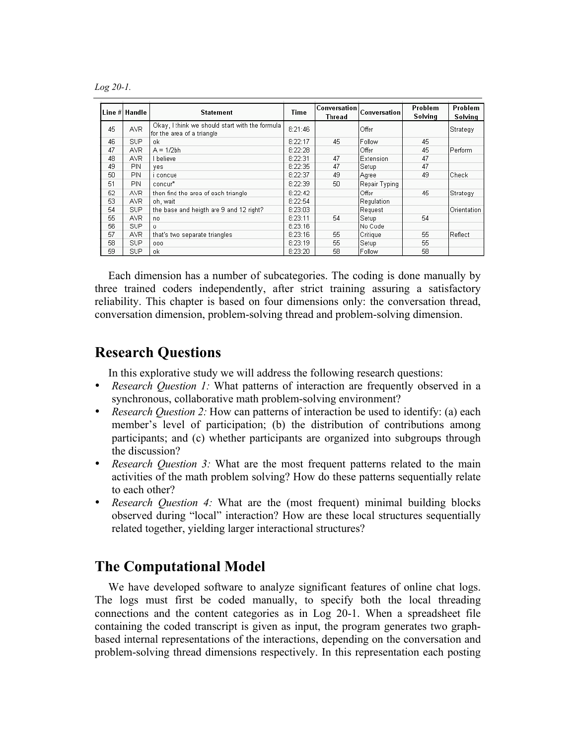*Log 20-1.*

| Line # | Handle | Statement | Time | Conversation Thread | Conversation | Problem Solving | Problem Solving |
|---|---|---|---|---|---|---|---|
| 45 | AVR | Okay, I think we should start with the formula for the area of a triangle | 8:21:46 | | Offer | | Strategy |
| 46 | SUP | ok | 8:22:17 | 45 | Follow | 45 | |
| 47 | AVR | A = 1/2bh | 8:22:28 | | Offer | 45 | Perform |
| 48 | AVR | I believe | 8:22:31 | 47 | Extension | 47 | |
| 49 | PIN | yes | 8:22:35 | 47 | Setup | 47 | |
| 50 | PIN | i concue | 8:22:37 | 49 | Agree | 49 | Check |
| 51 | PIN | concur* | 8:22:39 | 50 | Repair Typing | | |
| 52 | AVR | then find the area of each triangle | 8:22:42 | | Offer | 45 | Strategy |
| 53 | AVR | oh, wait | 8:22:54 | | Regulation | | |
| 54 | SUP | the base and heigth are 9 and 12 right? | 8:23:03 | | Request | | Orientation |
| 55 | AVR | no | 8:23:11 | 54 | Setup | 54 | |
| 56 | SUP | o | 8:23:16 | | No Code | | |
| 57 | AVR | that's two separate triangles | 8:23:16 | 55 | Critique | 55 | Reflect |
| 58 | SUP | ooo | 8:23:19 | 55 | Setup | 55 | |
| 59 | SUP | ok | 8:23:20 | 58 | Follow | 58 | |

Each dimension has a number of subcategories. The coding is done manually by three trained coders independently, after strict training assuring a satisfactory reliability. This chapter is based on four dimensions only: the conversation thread, conversation dimension, problem-solving thread and problem-solving dimension.

## Research Questions

In this explorative study we will address the following research questions:

- *Research Question 1:* What patterns of interaction are frequently observed in a synchronous, collaborative math problem-solving environment?
- *Research Question 2:* How can patterns of interaction be used to identify: (a) each member's level of participation; (b) the distribution of contributions among participants; and (c) whether participants are organized into subgroups through the discussion?
- *Research Question 3:* What are the most frequent patterns related to the main activities of the math problem solving? How do these patterns sequentially relate to each other?
- *Research Question 4:* What are the (most frequent) minimal building blocks observed during "local" interaction? How are these local structures sequentially related together, yielding larger interactional structures?

## The Computational Model

We have developed software to analyze significant features of online chat logs. The logs must first be coded manually, to specify both the local threading connections and the content categories as in Log 20-1. When a spreadsheet file containing the coded transcript is given as input, the program generates two graph-based internal representations of the interactions, depending on the conversation and problem-solving thread dimensions respectively. In this representation each posting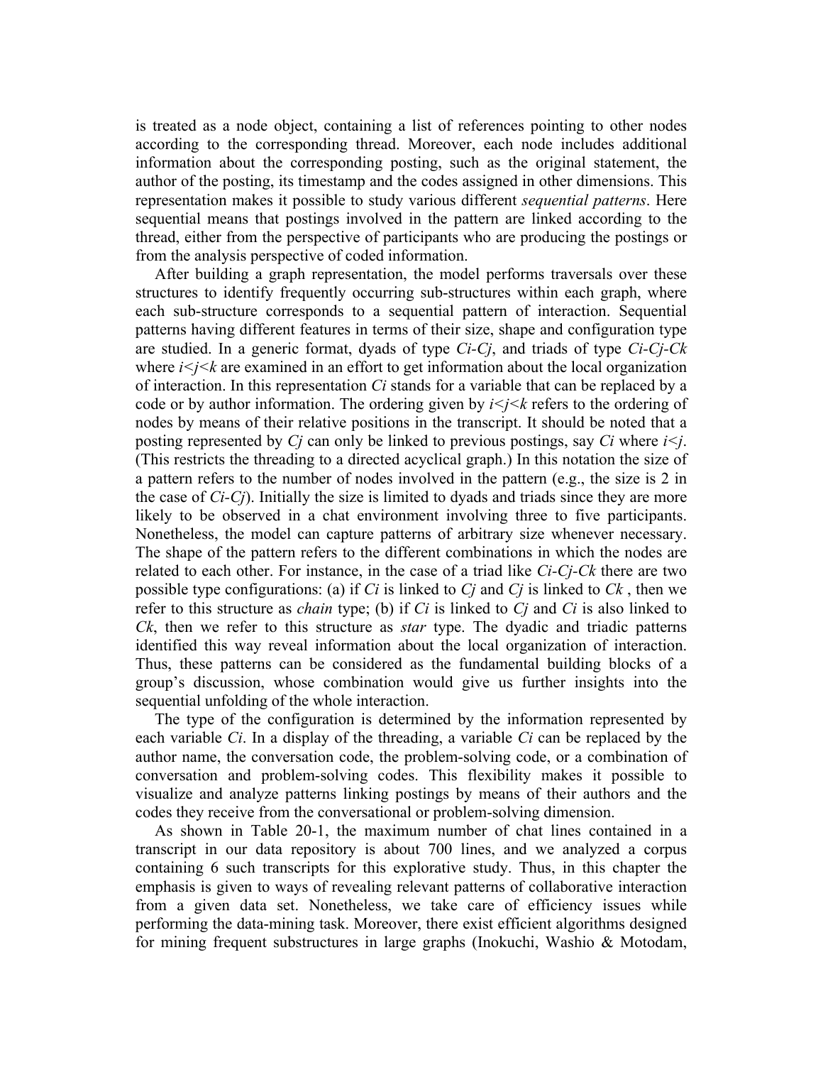is treated as a node object, containing a list of references pointing to other nodes according to the corresponding thread. Moreover, each node includes additional information about the corresponding posting, such as the original statement, the author of the posting, its timestamp and the codes assigned in other dimensions. This representation makes it possible to study various different *sequential patterns*. Here sequential means that postings involved in the pattern are linked according to the thread, either from the perspective of participants who are producing the postings or from the analysis perspective of coded information.

After building a graph representation, the model performs traversals over these structures to identify frequently occurring sub-structures within each graph, where each sub-structure corresponds to a sequential pattern of interaction. Sequential patterns having different features in terms of their size, shape and configuration type are studied. In a generic format, dyads of type *Ci-Cj*, and triads of type *Ci-Cj-Ck* where $i<j<k$ are examined in an effort to get information about the local organization of interaction. In this representation *Ci* stands for a variable that can be replaced by a code or by author information. The ordering given by $i<j<k$ refers to the ordering of nodes by means of their relative positions in the transcript. It should be noted that a posting represented by *Cj* can only be linked to previous postings, say *Ci* where $i<j$. (This restricts the threading to a directed acyclical graph.) In this notation the size of a pattern refers to the number of nodes involved in the pattern (e.g., the size is 2 in the case of *Ci-Cj*). Initially the size is limited to dyads and triads since they are more likely to be observed in a chat environment involving three to five participants. Nonetheless, the model can capture patterns of arbitrary size whenever necessary. The shape of the pattern refers to the different combinations in which the nodes are related to each other. For instance, in the case of a triad like *Ci-Cj-Ck* there are two possible type configurations: (a) if *Ci* is linked to *Cj* and *Cj* is linked to *Ck* , then we refer to this structure as *chain* type; (b) if *Ci* is linked to *Cj* and *Ci* is also linked to *Ck*, then we refer to this structure as *star* type. The dyadic and triadic patterns identified this way reveal information about the local organization of interaction. Thus, these patterns can be considered as the fundamental building blocks of a group's discussion, whose combination would give us further insights into the sequential unfolding of the whole interaction.

The type of the configuration is determined by the information represented by each variable *Ci*. In a display of the threading, a variable *Ci* can be replaced by the author name, the conversation code, the problem-solving code, or a combination of conversation and problem-solving codes. This flexibility makes it possible to visualize and analyze patterns linking postings by means of their authors and the codes they receive from the conversational or problem-solving dimension.

As shown in Table 20-1, the maximum number of chat lines contained in a transcript in our data repository is about 700 lines, and we analyzed a corpus containing 6 such transcripts for this explorative study. Thus, in this chapter the emphasis is given to ways of revealing relevant patterns of collaborative interaction from a given data set. Nonetheless, we take care of efficiency issues while performing the data-mining task. Moreover, there exist efficient algorithms designed for mining frequent substructures in large graphs (Inokuchi, Washio & Motodam,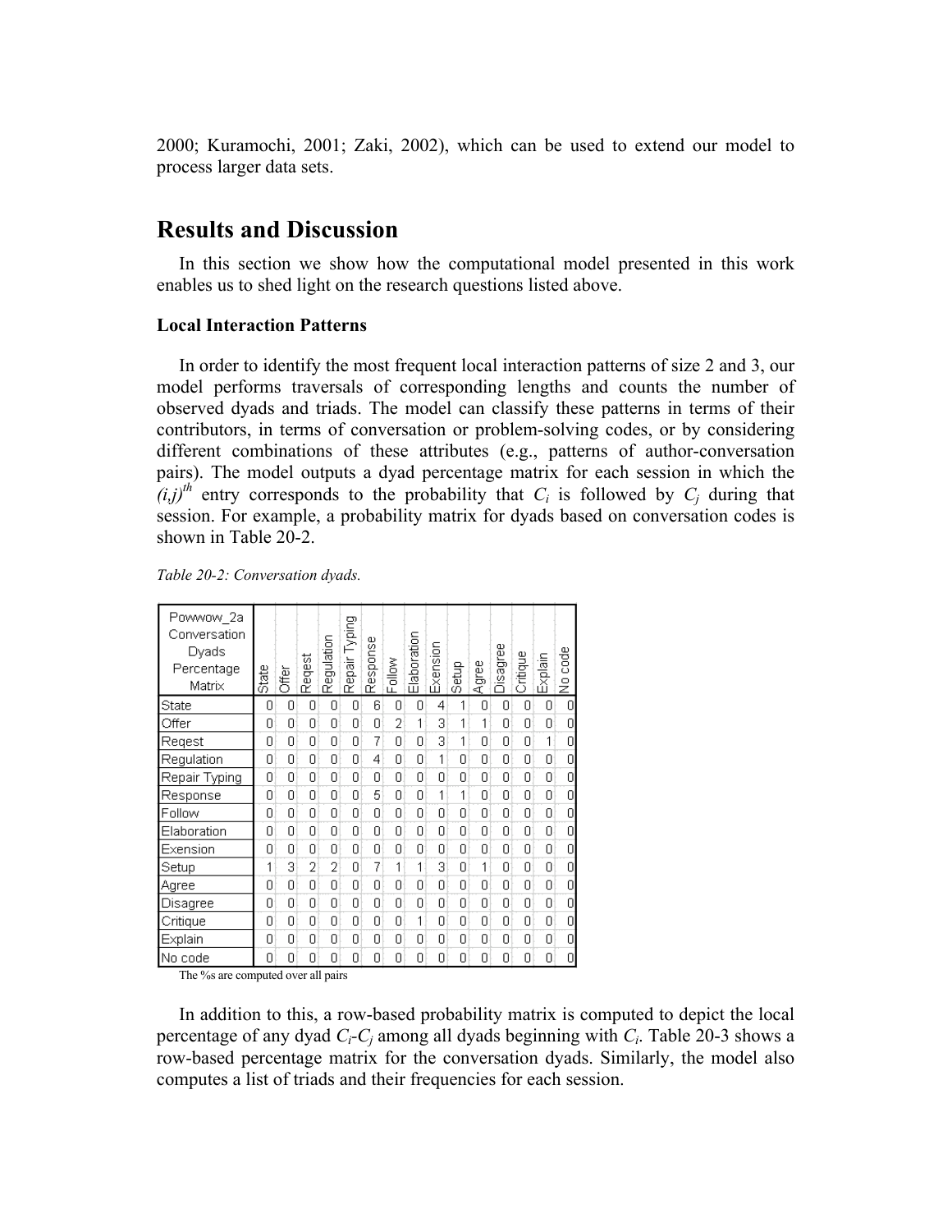2000; Kuramochi, 2001; Zaki, 2002), which can be used to extend our model to process larger data sets.

# Results and Discussion

In this section we show how the computational model presented in this work enables us to shed light on the research questions listed above.

### Local Interaction Patterns

In order to identify the most frequent local interaction patterns of size 2 and 3, our model performs traversals of corresponding lengths and counts the number of observed dyads and triads. The model can classify these patterns in terms of their contributors, in terms of conversation or problem-solving codes, or by considering different combinations of these attributes (e.g., patterns of author-conversation pairs). The model outputs a dyad percentage matrix for each session in which the $(i,j)^{th}$ entry corresponds to the probability that $C_i$ is followed by $C_j$ during that session. For example, a probability matrix for dyads based on conversation codes is shown in Table 20-2.

*Table 20-2: Conversation dyads.*

| Powwow_2a Conversation Dyads Percentage Matrix | State | Offer | Reqest | Regulation | Repair Typing | Response | Follow | Elaboration | Exension | Setup | Agree | Disagree | Critique | Explain | No code |
|---|---|---|---|---|---|---|---|---|---|---|---|---|---|---|---|
| State | 0 | 0 | 0 | 0 | 0 | 6 | 0 | 0 | 4 | 1 | 0 | 0 | 0 | 0 | 0 |
| Offer | 0 | 0 | 0 | 0 | 0 | 0 | 2 | 1 | 3 | 1 | 1 | 0 | 0 | 0 | 0 |
| Reqest | 0 | 0 | 0 | 0 | 0 | 7 | 0 | 0 | 3 | 1 | 0 | 0 | 0 | 1 | 0 |
| Regulation | 0 | 0 | 0 | 0 | 0 | 4 | 0 | 0 | 1 | 0 | 0 | 0 | 0 | 0 | 0 |
| Repair Typing | 0 | 0 | 0 | 0 | 0 | 0 | 0 | 0 | 0 | 0 | 0 | 0 | 0 | 0 | 0 |
| Response | 0 | 0 | 0 | 0 | 0 | 5 | 0 | 0 | 1 | 1 | 0 | 0 | 0 | 0 | 0 |
| Follow | 0 | 0 | 0 | 0 | 0 | 0 | 0 | 0 | 0 | 0 | 0 | 0 | 0 | 0 | 0 |
| Elaboration | 0 | 0 | 0 | 0 | 0 | 0 | 0 | 0 | 0 | 0 | 0 | 0 | 0 | 0 | 0 |
| Exension | 0 | 0 | 0 | 0 | 0 | 0 | 0 | 0 | 0 | 0 | 0 | 0 | 0 | 0 | 0 |
| Setup | 1 | 3 | 2 | 2 | 0 | 7 | 1 | 1 | 3 | 0 | 1 | 0 | 0 | 0 | 0 |
| Agree | 0 | 0 | 0 | 0 | 0 | 0 | 0 | 0 | 0 | 0 | 0 | 0 | 0 | 0 | 0 |
| Disagree | 0 | 0 | 0 | 0 | 0 | 0 | 0 | 0 | 0 | 0 | 0 | 0 | 0 | 0 | 0 |
| Critique | 0 | 0 | 0 | 0 | 0 | 0 | 0 | 1 | 0 | 0 | 0 | 0 | 0 | 0 | 0 |
| Explain | 0 | 0 | 0 | 0 | 0 | 0 | 0 | 0 | 0 | 0 | 0 | 0 | 0 | 0 | 0 |
| No code | 0 | 0 | 0 | 0 | 0 | 0 | 0 | 0 | 0 | 0 | 0 | 0 | 0 | 0 | 0 |

The %s are computed over all pairs

In addition to this, a row-based probability matrix is computed to depict the local percentage of any dyad $C_i$-$C_j$ among all dyads beginning with $C_i$. Table 20-3 shows a row-based percentage matrix for the conversation dyads. Similarly, the model also computes a list of triads and their frequencies for each session.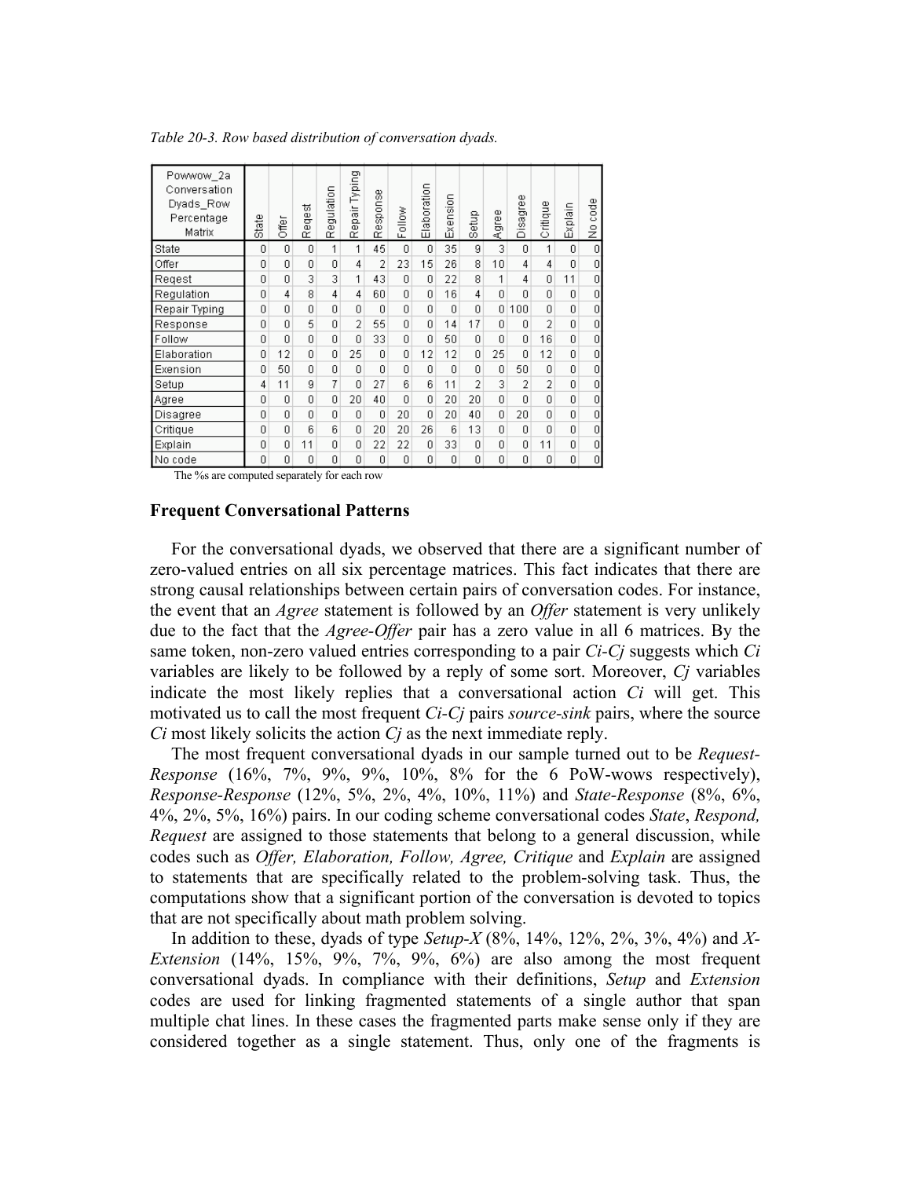*Table 20-3. Row based distribution of conversation dyads.*

| Powwow_2a Conversation Dyads_Row Percentage Matrix | State | Offer | Reqest | Regulation | Repair Typing | Response | Follow | Elaboration | Exension | Setup | Agree | Disagree | Critique | Explain | No code |
|---|---|---|---|---|---|---|---|---|---|---|---|---|---|---|---|
| State | 0 | 0 | 0 | 1 | 1 | 45 | 0 | 0 | 35 | 9 | 3 | 0 | 1 | 0 | 0 |
| Offer | 0 | 0 | 0 | 0 | 4 | 2 | 23 | 15 | 26 | 8 | 10 | 4 | 4 | 0 | 0 |
| Reqest | 0 | 0 | 3 | 3 | 1 | 43 | 0 | 0 | 22 | 8 | 1 | 4 | 0 | 11 | 0 |
| Regulation | 0 | 4 | 8 | 4 | 4 | 60 | 0 | 0 | 16 | 4 | 0 | 0 | 0 | 0 | 0 |
| Repair Typing | 0 | 0 | 0 | 0 | 0 | 0 | 0 | 0 | 0 | 0 | 0 | 100 | 0 | 0 | 0 |
| Response | 0 | 0 | 5 | 0 | 2 | 55 | 0 | 0 | 14 | 17 | 0 | 0 | 2 | 0 | 0 |
| Follow | 0 | 0 | 0 | 0 | 0 | 33 | 0 | 0 | 50 | 0 | 0 | 0 | 16 | 0 | 0 |
| Elaboration | 0 | 12 | 0 | 0 | 25 | 0 | 0 | 12 | 12 | 0 | 25 | 0 | 12 | 0 | 0 |
| Exension | 0 | 50 | 0 | 0 | 0 | 0 | 0 | 0 | 0 | 0 | 0 | 50 | 0 | 0 | 0 |
| Setup | 4 | 11 | 9 | 7 | 0 | 27 | 6 | 6 | 11 | 2 | 3 | 2 | 2 | 0 | 0 |
| Agree | 0 | 0 | 0 | 0 | 20 | 40 | 0 | 0 | 20 | 20 | 0 | 0 | 0 | 0 | 0 |
| Disagree | 0 | 0 | 0 | 0 | 0 | 0 | 20 | 0 | 20 | 40 | 0 | 20 | 0 | 0 | 0 |
| Critique | 0 | 0 | 6 | 6 | 0 | 20 | 20 | 26 | 6 | 13 | 0 | 0 | 0 | 0 | 0 |
| Explain | 0 | 0 | 11 | 0 | 0 | 22 | 22 | 0 | 33 | 0 | 0 | 0 | 11 | 0 | 0 |
| No code | 0 | 0 | 0 | 0 | 0 | 0 | 0 | 0 | 0 | 0 | 0 | 0 | 0 | 0 | 0 |

The %s are computed separately for each row

## Frequent Conversational Patterns

For the conversational dyads, we observed that there are a significant number of zero-valued entries on all six percentage matrices. This fact indicates that there are strong causal relationships between certain pairs of conversation codes. For instance, the event that an *Agree* statement is followed by an *Offer* statement is very unlikely due to the fact that the *Agree-Offer* pair has a zero value in all 6 matrices. By the same token, non-zero valued entries corresponding to a pair *Ci-Cj* suggests which *Ci* variables are likely to be followed by a reply of some sort. Moreover, *Cj* variables indicate the most likely replies that a conversational action *Ci* will get. This motivated us to call the most frequent *Ci-Cj* pairs *source-sink* pairs, where the source *Ci* most likely solicits the action *Cj* as the next immediate reply.

The most frequent conversational dyads in our sample turned out to be *Request-Response* (16%, 7%, 9%, 9%, 10%, 8% for the 6 PoW-wows respectively), *Response-Response* (12%, 5%, 2%, 4%, 10%, 11%) and *State-Response* (8%, 6%, 4%, 2%, 5%, 16%) pairs. In our coding scheme conversational codes *State*, *Respond, Request* are assigned to those statements that belong to a general discussion, while codes such as *Offer, Elaboration, Follow, Agree, Critique* and *Explain* are assigned to statements that are specifically related to the problem-solving task. Thus, the computations show that a significant portion of the conversation is devoted to topics that are not specifically about math problem solving.

In addition to these, dyads of type *Setup-X* (8%, 14%, 12%, 2%, 3%, 4%) and *X-Extension* (14%, 15%, 9%, 7%, 9%, 6%) are also among the most frequent conversational dyads. In compliance with their definitions, *Setup* and *Extension* codes are used for linking fragmented statements of a single author that span multiple chat lines. In these cases the fragmented parts make sense only if they are considered together as a single statement. Thus, only one of the fragments is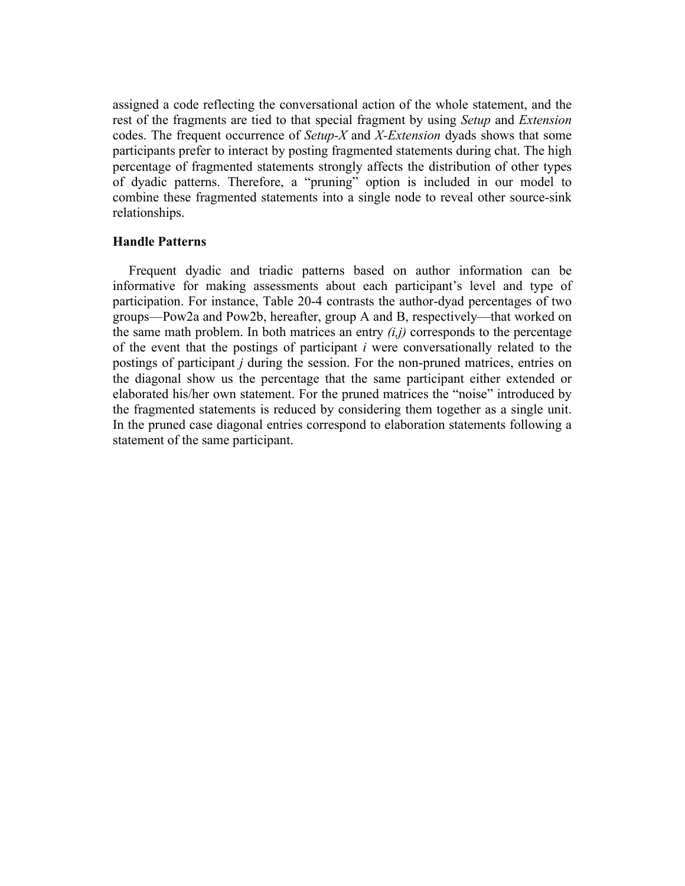assigned a code reflecting the conversational action of the whole statement, and the rest of the fragments are tied to that special fragment by using *Setup* and *Extension* codes. The frequent occurrence of *Setup-X* and *X-Extension* dyads shows that some participants prefer to interact by posting fragmented statements during chat. The high percentage of fragmented statements strongly affects the distribution of other types of dyadic patterns. Therefore, a "pruning" option is included in our model to combine these fragmented statements into a single node to reveal other source-sink relationships.

**Handle Patterns**

Frequent dyadic and triadic patterns based on author information can be informative for making assessments about each participant's level and type of participation. For instance, Table 20-4 contrasts the author-dyad percentages of two groups—Pow2a and Pow2b, hereafter, group A and B, respectively—that worked on the same math problem. In both matrices an entry *(i,j)* corresponds to the percentage of the event that the postings of participant *i* were conversationally related to the postings of participant *j* during the session. For the non-pruned matrices, entries on the diagonal show us the percentage that the same participant either extended or elaborated his/her own statement. For the pruned matrices the "noise" introduced by the fragmented statements is reduced by considering them together as a single unit. In the pruned case diagonal entries correspond to elaboration statements following a statement of the same participant.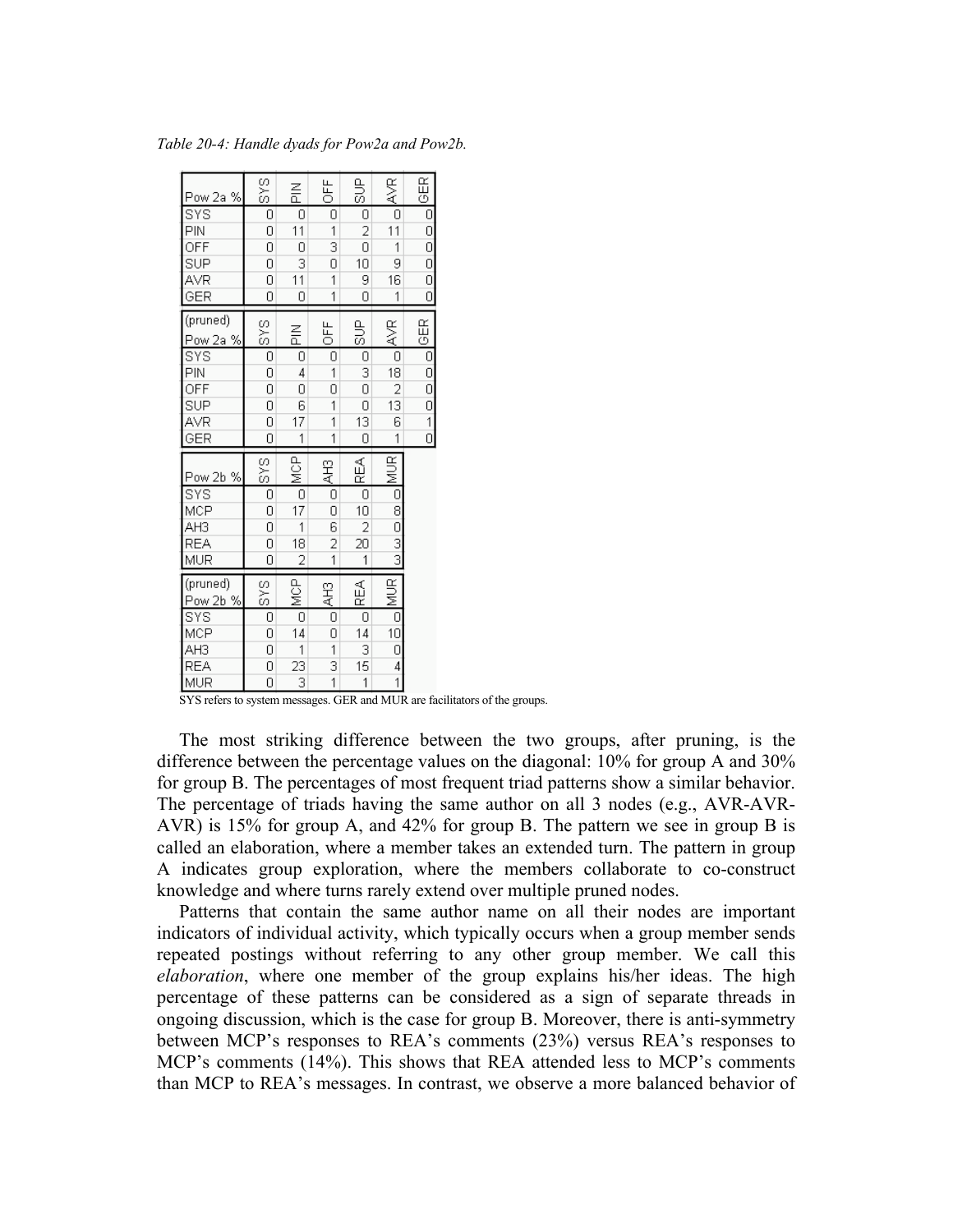*Table 20-4: Handle dyads for Pow2a and Pow2b.*

| Pow 2a % | SYS | PIN | OFF | SUP | AVR | GER |
|---|---|---|---|---|---|---|
| SYS | 0 | 0 | 0 | 0 | 0 | 0 |
| PIN | 0 | 11 | 1 | 2 | 11 | 0 |
| OFF | 0 | 0 | 3 | 0 | 1 | 0 |
| SUP | 0 | 3 | 0 | 10 | 9 | 0 |
| AVR | 0 | 11 | 1 | 9 | 16 | 0 |
| GER | 0 | 0 | 1 | 0 | 1 | 0 |

| (pruned) Pow 2a % | SYS | PIN | OFF | SUP | AVR | GER |
|---|---|---|---|---|---|---|
| SYS | 0 | 0 | 0 | 0 | 0 | 0 |
| PIN | 0 | 4 | 1 | 3 | 18 | 0 |
| OFF | 0 | 0 | 0 | 0 | 2 | 0 |
| SUP | 0 | 6 | 1 | 0 | 13 | 0 |
| AVR | 0 | 17 | 1 | 13 | 6 | 1 |
| GER | 0 | 1 | 1 | 0 | 1 | 0 |

| Pow 2b % | SYS | MCP | AH3 | REA | MUR |
|---|---|---|---|---|---|
| SYS | 0 | 0 | 0 | 0 | 0 |
| MCP | 0 | 17 | 0 | 10 | 8 |
| AH3 | 0 | 1 | 6 | 2 | 0 |
| REA | 0 | 18 | 2 | 20 | 3 |
| MUR | 0 | 2 | 1 | 1 | 3 |

| (pruned) Pow 2b % | SYS | MCP | AH3 | REA | MUR |
|---|---|---|---|---|---|
| SYS | 0 | 0 | 0 | 0 | 0 |
| MCP | 0 | 14 | 0 | 14 | 10 |
| AH3 | 0 | 1 | 1 | 3 | 0 |
| REA | 0 | 23 | 3 | 15 | 4 |
| MUR | 0 | 3 | 1 | 1 | 1 |

SYS refers to system messages. GER and MUR are facilitators of the groups.

The most striking difference between the two groups, after pruning, is the difference between the percentage values on the diagonal: 10% for group A and 30% for group B. The percentages of most frequent triad patterns show a similar behavior. The percentage of triads having the same author on all 3 nodes (e.g., AVR-AVR-AVR) is 15% for group A, and 42% for group B. The pattern we see in group B is called an elaboration, where a member takes an extended turn. The pattern in group A indicates group exploration, where the members collaborate to co-construct knowledge and where turns rarely extend over multiple pruned nodes.

Patterns that contain the same author name on all their nodes are important indicators of individual activity, which typically occurs when a group member sends repeated postings without referring to any other group member. We call this *elaboration*, where one member of the group explains his/her ideas. The high percentage of these patterns can be considered as a sign of separate threads in ongoing discussion, which is the case for group B. Moreover, there is anti-symmetry between MCP's responses to REA's comments (23%) versus REA's responses to MCP's comments (14%). This shows that REA attended less to MCP's comments than MCP to REA's messages. In contrast, we observe a more balanced behavior of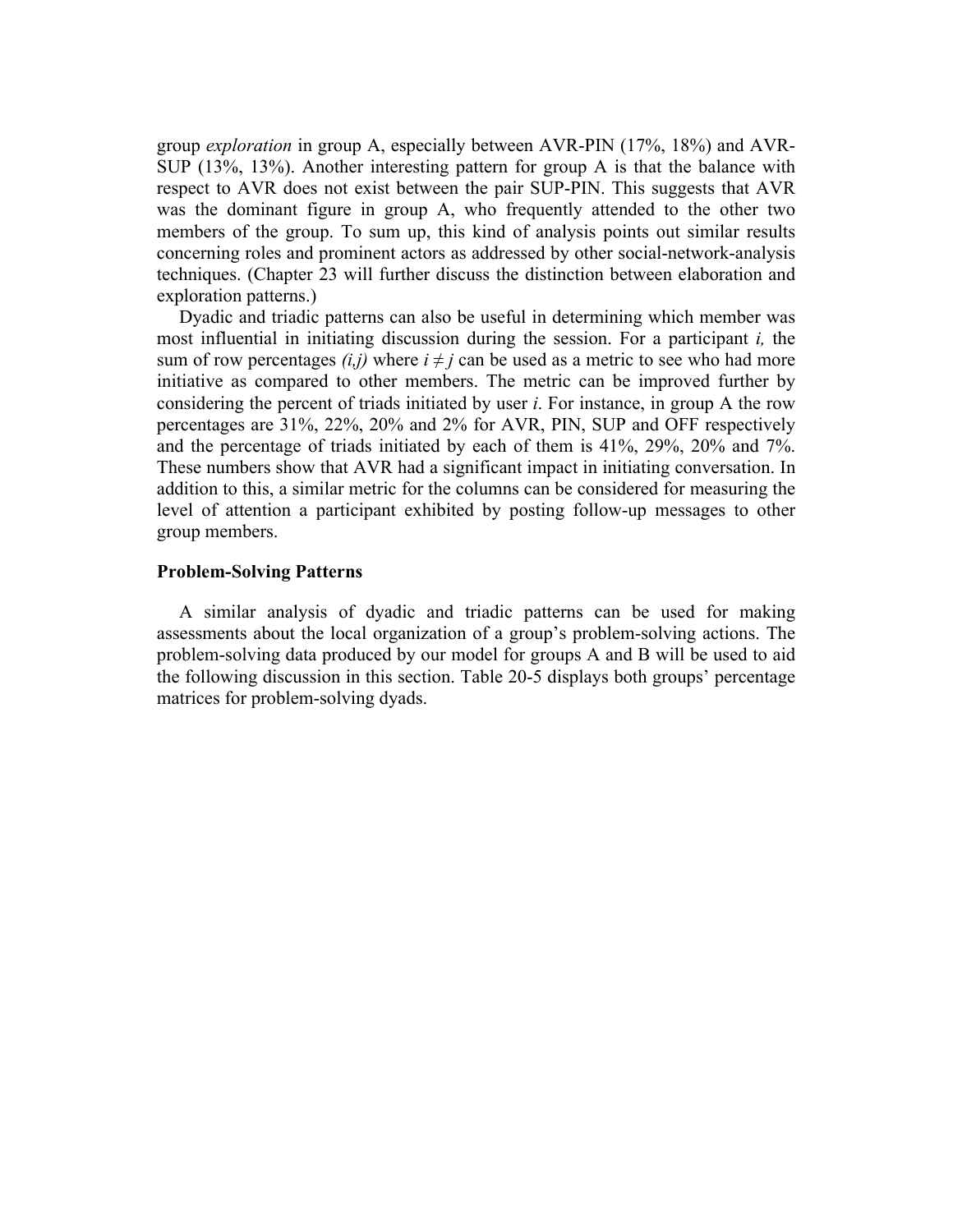group *exploration* in group A, especially between AVR-PIN (17%, 18%) and AVR-SUP (13%, 13%). Another interesting pattern for group A is that the balance with respect to AVR does not exist between the pair SUP-PIN. This suggests that AVR was the dominant figure in group A, who frequently attended to the other two members of the group. To sum up, this kind of analysis points out similar results concerning roles and prominent actors as addressed by other social-network-analysis techniques. (Chapter 23 will further discuss the distinction between elaboration and exploration patterns.)

Dyadic and triadic patterns can also be useful in determining which member was most influential in initiating discussion during the session. For a participant *i,* the sum of row percentages *(i,j)* where $i \neq j$ can be used as a metric to see who had more initiative as compared to other members. The metric can be improved further by considering the percent of triads initiated by user *i*. For instance, in group A the row percentages are 31%, 22%, 20% and 2% for AVR, PIN, SUP and OFF respectively and the percentage of triads initiated by each of them is 41%, 29%, 20% and 7%. These numbers show that AVR had a significant impact in initiating conversation. In addition to this, a similar metric for the columns can be considered for measuring the level of attention a participant exhibited by posting follow-up messages to other group members.

### Problem-Solving Patterns

A similar analysis of dyadic and triadic patterns can be used for making assessments about the local organization of a group's problem-solving actions. The problem-solving data produced by our model for groups A and B will be used to aid the following discussion in this section. Table 20-5 displays both groups' percentage matrices for problem-solving dyads.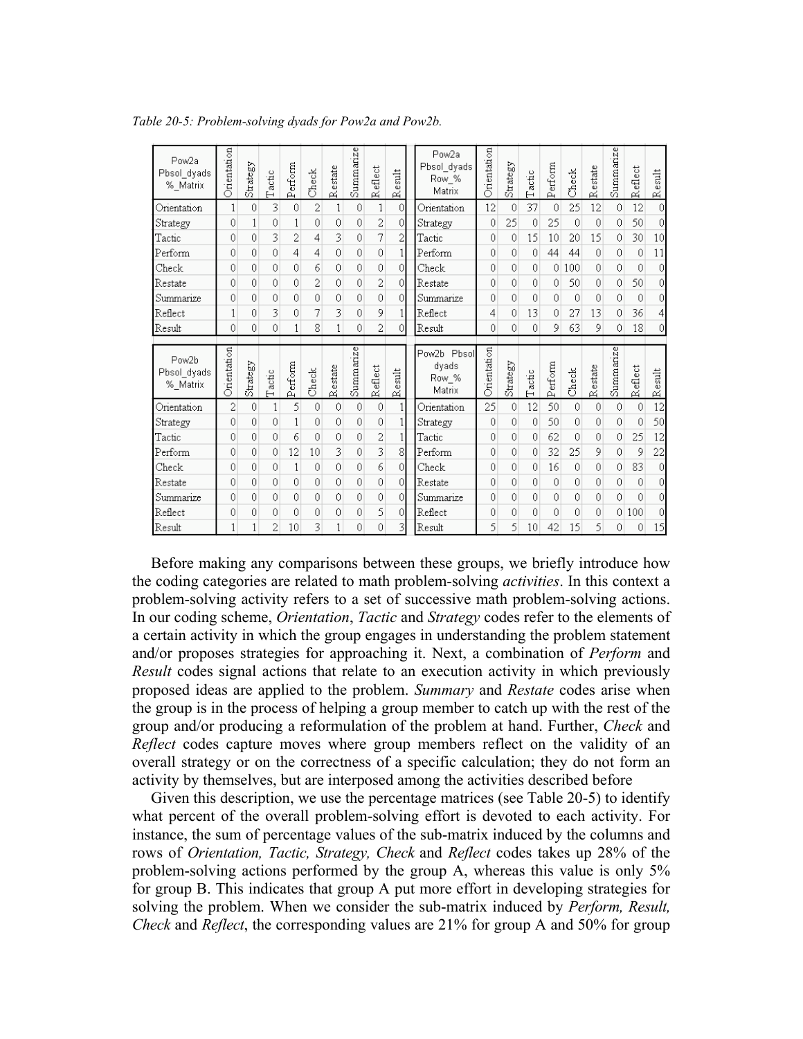*Table 20-5: Problem-solving dyads for Pow2a and Pow2b.*

| Pow2a Pbsol_dyads %_Matrix | Orientation | Strategy | Tactic | Perform | Check | Restate | Summarize | Reflect | Result |
|---|---|---|---|---|---|---|---|---|---|
| Orientation | 1 | 0 | 3 | 0 | 2 | 1 | 0 | 1 | 0 |
| Strategy | 0 | 1 | 0 | 1 | 0 | 0 | 0 | 2 | 0 |
| Tactic | 0 | 0 | 3 | 2 | 4 | 3 | 0 | 7 | 2 |
| Perform | 0 | 0 | 0 | 4 | 4 | 0 | 0 | 0 | 1 |
| Check | 0 | 0 | 0 | 0 | 6 | 0 | 0 | 0 | 0 |
| Restate | 0 | 0 | 0 | 0 | 2 | 0 | 0 | 2 | 0 |
| Summarize | 0 | 0 | 0 | 0 | 0 | 0 | 0 | 0 | 0 |
| Reflect | 1 | 0 | 3 | 0 | 7 | 3 | 0 | 9 | 1 |
| Result | 0 | 0 | 0 | 1 | 8 | 1 | 0 | 2 | 0 |

| Pow2a Pbsol_dyads Row_% Matrix | Orientation | Strategy | Tactic | Perform | Check | Restate | Summarize | Reflect | Result |
|---|---|---|---|---|---|---|---|---|---|
| Orientation | 12 | 0 | 37 | 0 | 25 | 12 | 0 | 12 | 0 |
| Strategy | 0 | 25 | 0 | 25 | 0 | 0 | 0 | 50 | 0 |
| Tactic | 0 | 0 | 15 | 10 | 20 | 15 | 0 | 30 | 10 |
| Perform | 0 | 0 | 0 | 44 | 44 | 0 | 0 | 0 | 11 |
| Check | 0 | 0 | 0 | 0 | 100 | 0 | 0 | 0 | 0 |
| Restate | 0 | 0 | 0 | 0 | 50 | 0 | 0 | 50 | 0 |
| Summarize | 0 | 0 | 0 | 0 | 0 | 0 | 0 | 0 | 0 |
| Reflect | 4 | 0 | 13 | 0 | 27 | 13 | 0 | 36 | 4 |
| Result | 0 | 0 | 0 | 9 | 63 | 9 | 0 | 18 | 0 |

| Pow2b Pbsol_dyads %_Matrix | Orientation | Strategy | Tactic | Perform | Check | Restate | Summarize | Reflect | Result |
|---|---|---|---|---|---|---|---|---|---|
| Orientation | 2 | 0 | 1 | 5 | 0 | 0 | 0 | 0 | 1 |
| Strategy | 0 | 0 | 0 | 1 | 0 | 0 | 0 | 0 | 1 |
| Tactic | 0 | 0 | 0 | 6 | 0 | 0 | 0 | 2 | 1 |
| Perform | 0 | 0 | 0 | 12 | 10 | 3 | 0 | 3 | 8 |
| Check | 0 | 0 | 0 | 1 | 0 | 0 | 0 | 6 | 0 |
| Restate | 0 | 0 | 0 | 0 | 0 | 0 | 0 | 0 | 0 |
| Summarize | 0 | 0 | 0 | 0 | 0 | 0 | 0 | 0 | 0 |
| Reflect | 0 | 0 | 0 | 0 | 0 | 0 | 0 | 5 | 0 |
| Result | 1 | 1 | 2 | 10 | 3 | 1 | 0 | 0 | 3 |

| Pow2b Pbsol dyads Row_% Matrix | Orientation | Strategy | Tactic | Perform | Check | Restate | Summarize | Reflect | Result |
|---|---|---|---|---|---|---|---|---|---|
| Orientation | 25 | 0 | 12 | 50 | 0 | 0 | 0 | 0 | 12 |
| Strategy | 0 | 0 | 0 | 50 | 0 | 0 | 0 | 0 | 50 |
| Tactic | 0 | 0 | 0 | 62 | 0 | 0 | 0 | 25 | 12 |
| Perform | 0 | 0 | 0 | 32 | 25 | 9 | 0 | 9 | 22 |
| Check | 0 | 0 | 0 | 16 | 0 | 0 | 0 | 83 | 0 |
| Restate | 0 | 0 | 0 | 0 | 0 | 0 | 0 | 0 | 0 |
| Summarize | 0 | 0 | 0 | 0 | 0 | 0 | 0 | 0 | 0 |
| Reflect | 0 | 0 | 0 | 0 | 0 | 0 | 0 | 100 | 0 |
| Result | 5 | 5 | 10 | 42 | 15 | 5 | 0 | 0 | 15 |

Before making any comparisons between these groups, we briefly introduce how the coding categories are related to math problem-solving *activities*. In this context a problem-solving activity refers to a set of successive math problem-solving actions. In our coding scheme, *Orientation*, *Tactic* and *Strategy* codes refer to the elements of a certain activity in which the group engages in understanding the problem statement and/or proposes strategies for approaching it. Next, a combination of *Perform* and *Result* codes signal actions that relate to an execution activity in which previously proposed ideas are applied to the problem. *Summary* and *Restate* codes arise when the group is in the process of helping a group member to catch up with the rest of the group and/or producing a reformulation of the problem at hand. Further, *Check* and *Reflect* codes capture moves where group members reflect on the validity of an overall strategy or on the correctness of a specific calculation; they do not form an activity by themselves, but are interposed among the activities described before

Given this description, we use the percentage matrices (see Table 20-5) to identify what percent of the overall problem-solving effort is devoted to each activity. For instance, the sum of percentage values of the sub-matrix induced by the columns and rows of *Orientation, Tactic, Strategy, Check* and *Reflect* codes takes up 28% of the problem-solving actions performed by the group A, whereas this value is only 5% for group B. This indicates that group A put more effort in developing strategies for solving the problem. When we consider the sub-matrix induced by *Perform, Result, Check* and *Reflect*, the corresponding values are 21% for group A and 50% for group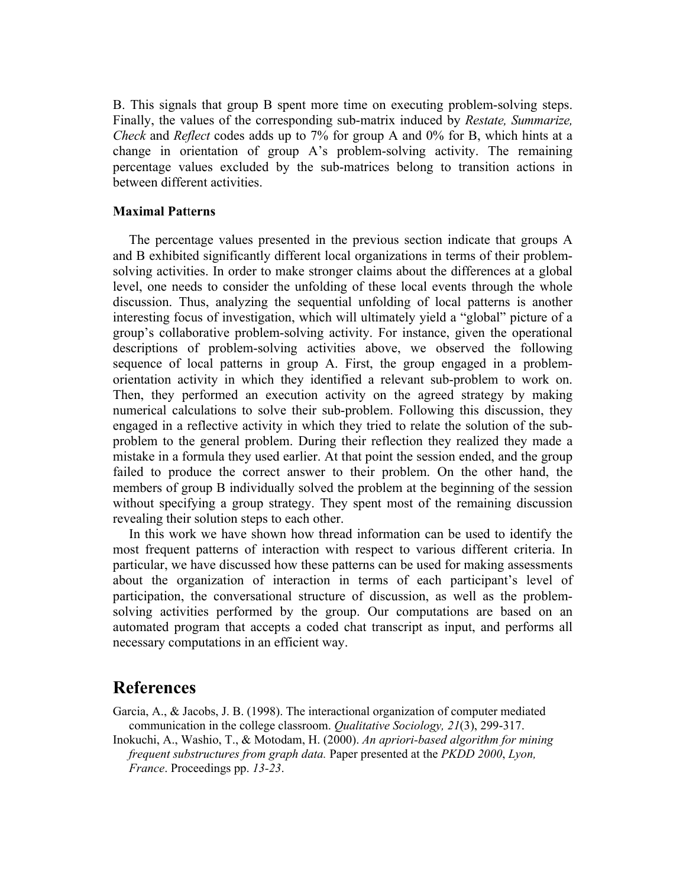B. This signals that group B spent more time on executing problem-solving steps. Finally, the values of the corresponding sub-matrix induced by *Restate, Summarize, Check* and *Reflect* codes adds up to 7% for group A and 0% for B, which hints at a change in orientation of group A's problem-solving activity. The remaining percentage values excluded by the sub-matrices belong to transition actions in between different activities.

### Maximal Patterns

The percentage values presented in the previous section indicate that groups A and B exhibited significantly different local organizations in terms of their problem-solving activities. In order to make stronger claims about the differences at a global level, one needs to consider the unfolding of these local events through the whole discussion. Thus, analyzing the sequential unfolding of local patterns is another interesting focus of investigation, which will ultimately yield a "global" picture of a group's collaborative problem-solving activity. For instance, given the operational descriptions of problem-solving activities above, we observed the following sequence of local patterns in group A. First, the group engaged in a problem-orientation activity in which they identified a relevant sub-problem to work on. Then, they performed an execution activity on the agreed strategy by making numerical calculations to solve their sub-problem. Following this discussion, they engaged in a reflective activity in which they tried to relate the solution of the sub-problem to the general problem. During their reflection they realized they made a mistake in a formula they used earlier. At that point the session ended, and the group failed to produce the correct answer to their problem. On the other hand, the members of group B individually solved the problem at the beginning of the session without specifying a group strategy. They spent most of the remaining discussion revealing their solution steps to each other.

In this work we have shown how thread information can be used to identify the most frequent patterns of interaction with respect to various different criteria. In particular, we have discussed how these patterns can be used for making assessments about the organization of interaction in terms of each participant's level of participation, the conversational structure of discussion, as well as the problem-solving activities performed by the group. Our computations are based on an automated program that accepts a coded chat transcript as input, and performs all necessary computations in an efficient way.

## References

Garcia, A., & Jacobs, J. B. (1998). The interactional organization of computer mediated communication in the college classroom. *Qualitative Sociology, 21*(3), 299-317.

Inokuchi, A., Washio, T., & Motodam, H. (2000). *An apriori-based algorithm for mining frequent substructures from graph data.* Paper presented at the *PKDD 2000*, *Lyon, France*. Proceedings pp. *13-23*.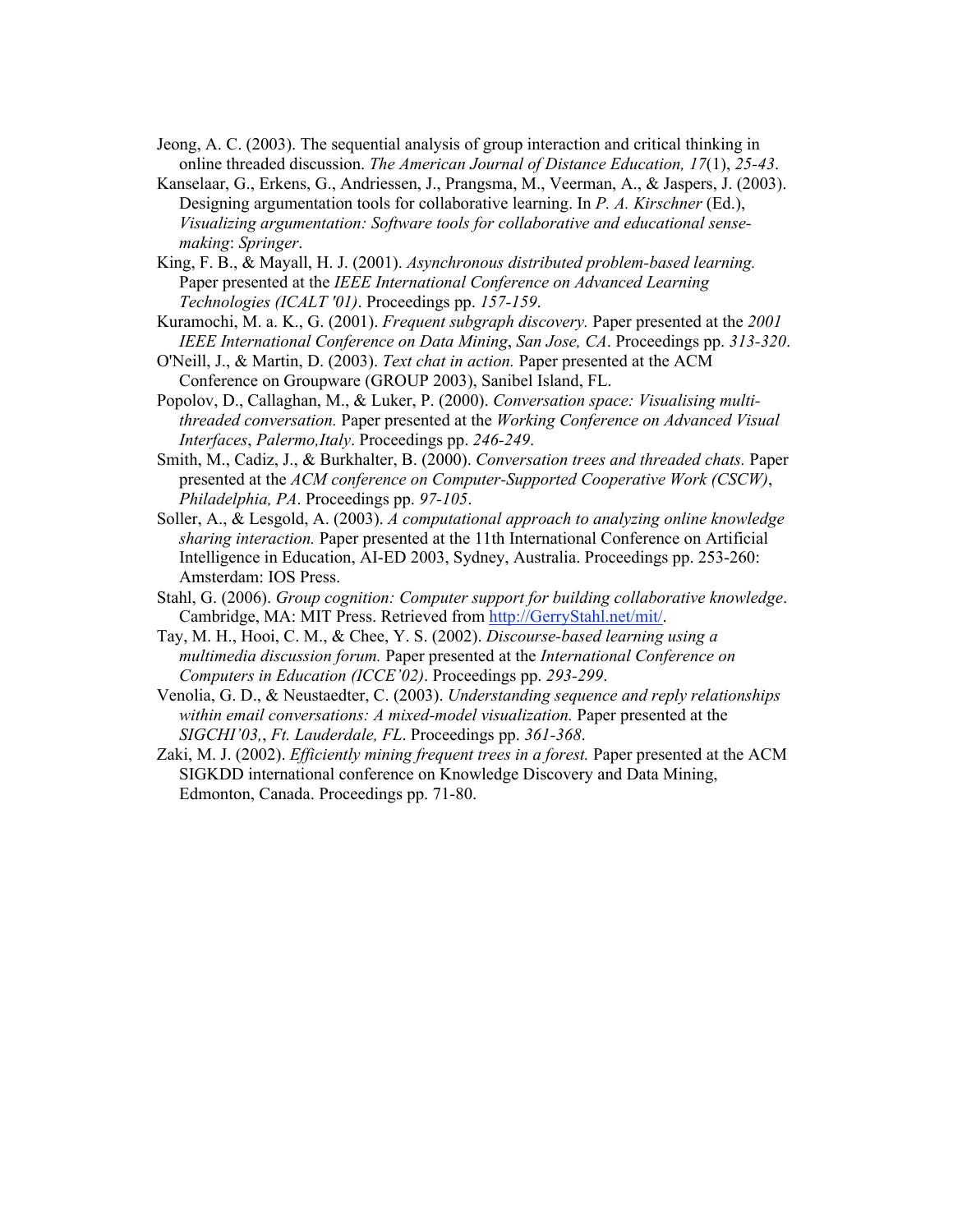Jeong, A. C. (2003). The sequential analysis of group interaction and critical thinking in online threaded discussion. *The American Journal of Distance Education, 17*(1), *25-43*.

Kanselaar, G., Erkens, G., Andriessen, J., Prangsma, M., Veerman, A., & Jaspers, J. (2003). Designing argumentation tools for collaborative learning. In *P. A. Kirschner* (Ed.), *Visualizing argumentation: Software tools for collaborative and educational sense-making*: *Springer*.

King, F. B., & Mayall, H. J. (2001). *Asynchronous distributed problem-based learning.* Paper presented at the *IEEE International Conference on Advanced Learning Technologies (ICALT '01)*. Proceedings pp. *157-159*.

Kuramochi, M. a. K., G. (2001). *Frequent subgraph discovery.* Paper presented at the *2001 IEEE International Conference on Data Mining*, *San Jose, CA*. Proceedings pp. *313-320*.

O'Neill, J., & Martin, D. (2003). *Text chat in action.* Paper presented at the ACM Conference on Groupware (GROUP 2003), Sanibel Island, FL.

Popolov, D., Callaghan, M., & Luker, P. (2000). *Conversation space: Visualising multi-threaded conversation.* Paper presented at the *Working Conference on Advanced Visual Interfaces*, *Palermo,Italy*. Proceedings pp. *246-249*.

Smith, M., Cadiz, J., & Burkhalter, B. (2000). *Conversation trees and threaded chats.* Paper presented at the *ACM conference on Computer-Supported Cooperative Work (CSCW)*, *Philadelphia, PA*. Proceedings pp. *97-105*.

Soller, A., & Lesgold, A. (2003). *A computational approach to analyzing online knowledge sharing interaction.* Paper presented at the 11th International Conference on Artificial Intelligence in Education, AI-ED 2003, Sydney, Australia. Proceedings pp. 253-260: Amsterdam: IOS Press.

Stahl, G. (2006). *Group cognition: Computer support for building collaborative knowledge*. Cambridge, MA: MIT Press. Retrieved from http://GerryStahl.net/mit/.

Tay, M. H., Hooi, C. M., & Chee, Y. S. (2002). *Discourse-based learning using a multimedia discussion forum.* Paper presented at the *International Conference on Computers in Education (ICCE'02)*. Proceedings pp. *293-299*.

Venolia, G. D., & Neustaedter, C. (2003). *Understanding sequence and reply relationships within email conversations: A mixed-model visualization.* Paper presented at the *SIGCHI'03,*, *Ft. Lauderdale, FL*. Proceedings pp. *361-368*.

Zaki, M. J. (2002). *Efficiently mining frequent trees in a forest.* Paper presented at the ACM SIGKDD international conference on Knowledge Discovery and Data Mining, Edmonton, Canada. Proceedings pp. 71-80.